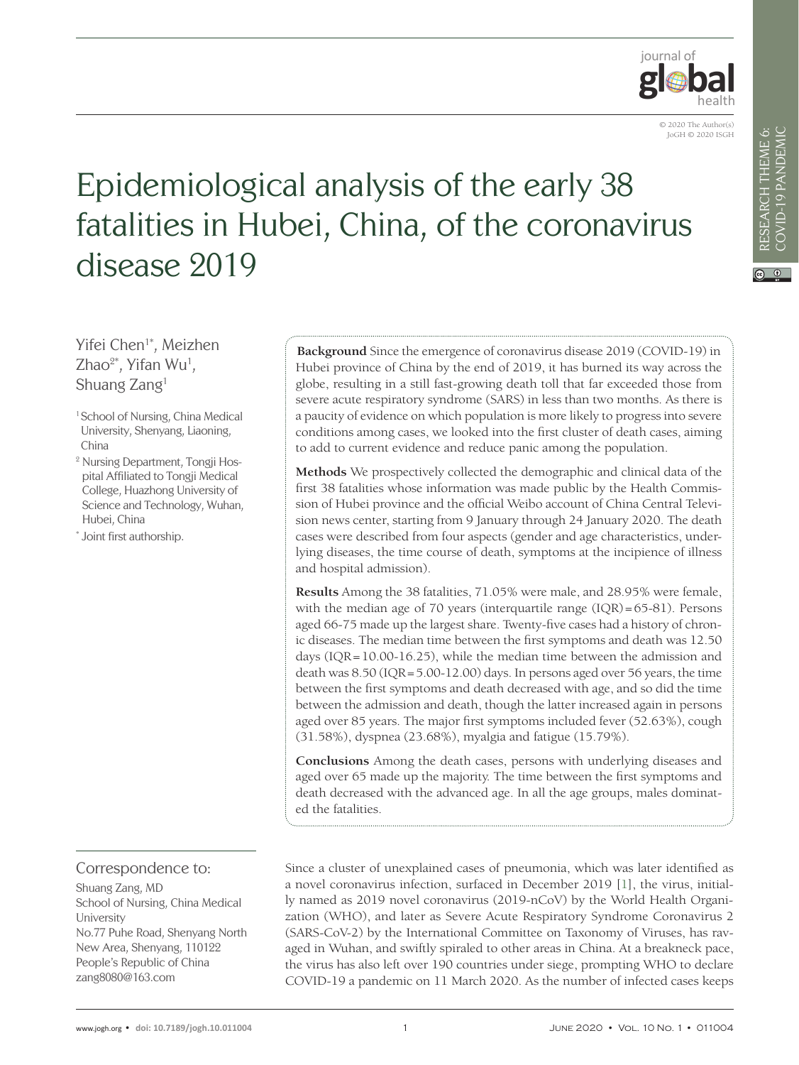# Epidemiological analysis of the early 38 fatalities in Hubei, China, of the coronavirus disease 2019

Yifei Chen[1*], Meizhen Zhao[2*], Yifan Wu[1], Shuang Zang[1]

[1] School of Nursing, China Medical University, Shenyang, Liaoning, China

[2] Nursing Department, Tongji Hospital Affiliated to Tongji Medical College, Huazhong University of Science and Technology, Wuhan, Hubei, China

[*] Joint first authorship.

**Background** Since the emergence of coronavirus disease 2019 (COVID-19) in Hubei province of China by the end of 2019, it has burned its way across the globe, resulting in a still fast-growing death toll that far exceeded those from severe acute respiratory syndrome (SARS) in less than two months. As there is a paucity of evidence on which population is more likely to progress into severe conditions among cases, we looked into the first cluster of death cases, aiming to add to current evidence and reduce panic among the population.

**Methods** We prospectively collected the demographic and clinical data of the first 38 fatalities whose information was made public by the Health Commission of Hubei province and the official Weibo account of China Central Television news center, starting from 9 January through 24 January 2020. The death cases were described from four aspects (gender and age characteristics, underlying diseases, the time course of death, symptoms at the incipience of illness and hospital admission).

**Results** Among the 38 fatalities, 71.05% were male, and 28.95% were female, with the median age of 70 years (interquartile range (IQR) = 65-81). Persons aged 66-75 made up the largest share. Twenty-five cases had a history of chronic diseases. The median time between the first symptoms and death was 12.50 days (IQR = 10.00-16.25), while the median time between the admission and death was 8.50 (IQR = 5.00-12.00) days. In persons aged over 56 years, the time between the first symptoms and death decreased with age, and so did the time between the admission and death, though the latter increased again in persons aged over 85 years. The major first symptoms included fever (52.63%), cough (31.58%), dyspnea (23.68%), myalgia and fatigue (15.79%).

**Conclusions** Among the death cases, persons with underlying diseases and aged over 65 made up the majority. The time between the first symptoms and death decreased with the advanced age. In all the age groups, males dominated the fatalities.

## Correspondence to:

Shuang Zang, MD
School of Nursing, China Medical University
No.77 Puhe Road, Shenyang North New Area, Shenyang, 110122
People's Republic of China
zang8080@163.com

Since a cluster of unexplained cases of pneumonia, which was later identified as a novel coronavirus infection, surfaced in December 2019 [1], the virus, initially named as 2019 novel coronavirus (2019-nCoV) by the World Health Organization (WHO), and later as Severe Acute Respiratory Syndrome Coronavirus 2 (SARS-CoV-2) by the International Committee on Taxonomy of Viruses, has ravaged in Wuhan, and swiftly spiraled to other areas in China. At a breakneck pace, the virus has also left over 190 countries under siege, prompting WHO to declare COVID-19 a pandemic on 11 March 2020. As the number of infected cases keeps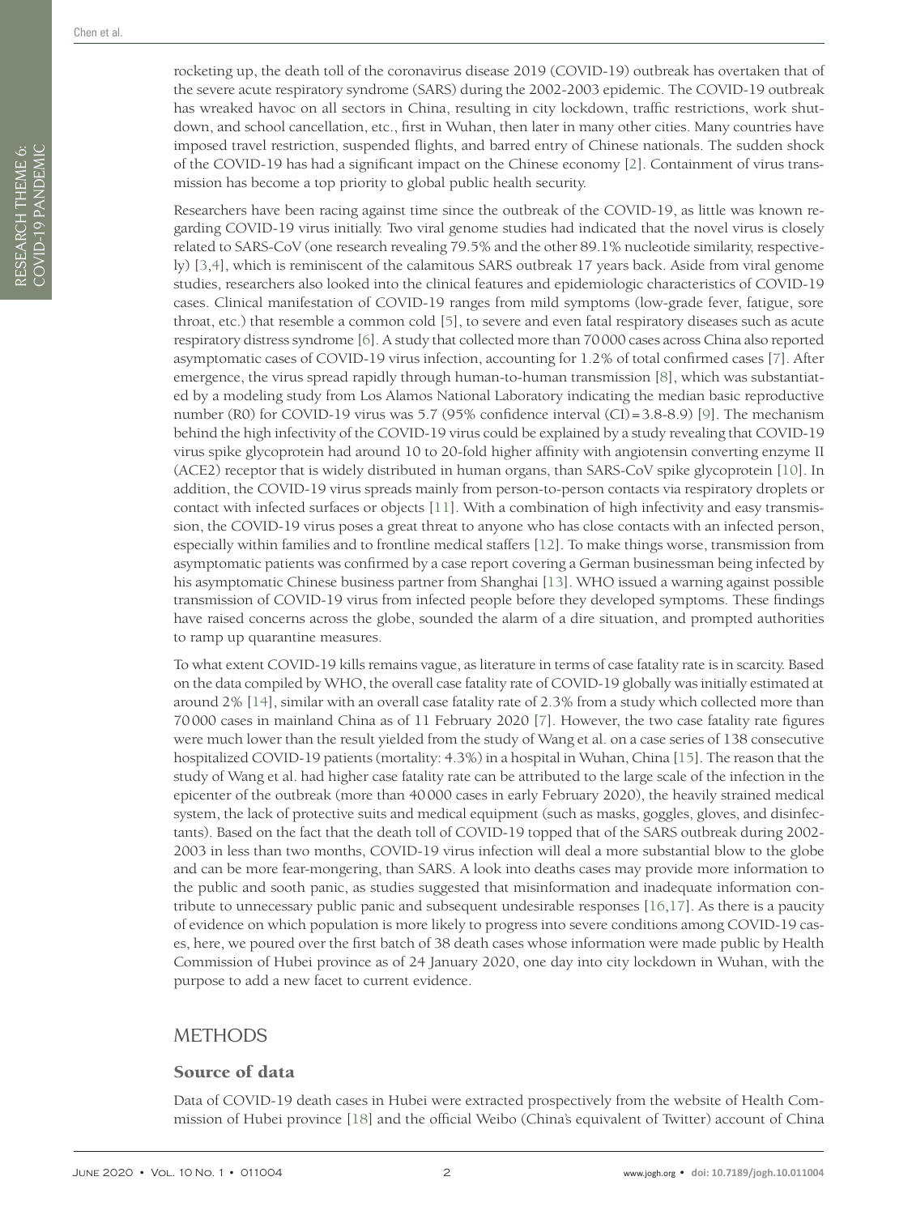rocketing up, the death toll of the coronavirus disease 2019 (COVID-19) outbreak has overtaken that of the severe acute respiratory syndrome (SARS) during the 2002-2003 epidemic. The COVID-19 outbreak has wreaked havoc on all sectors in China, resulting in city lockdown, traffic restrictions, work shutdown, and school cancellation, etc., first in Wuhan, then later in many other cities. Many countries have imposed travel restriction, suspended flights, and barred entry of Chinese nationals. The sudden shock of the COVID-19 has had a significant impact on the Chinese economy [2]. Containment of virus transmission has become a top priority to global public health security.

Researchers have been racing against time since the outbreak of the COVID-19, as little was known regarding COVID-19 virus initially. Two viral genome studies had indicated that the novel virus is closely related to SARS-CoV (one research revealing 79.5% and the other 89.1% nucleotide similarity, respectively) [3,4], which is reminiscent of the calamitous SARS outbreak 17 years back. Aside from viral genome studies, researchers also looked into the clinical features and epidemiologic characteristics of COVID-19 cases. Clinical manifestation of COVID-19 ranges from mild symptoms (low-grade fever, fatigue, sore throat, etc.) that resemble a common cold [5], to severe and even fatal respiratory diseases such as acute respiratory distress syndrome [6]. A study that collected more than 70 000 cases across China also reported asymptomatic cases of COVID-19 virus infection, accounting for 1.2% of total confirmed cases [7]. After emergence, the virus spread rapidly through human-to-human transmission [8], which was substantiated by a modeling study from Los Alamos National Laboratory indicating the median basic reproductive number (R0) for COVID-19 virus was 5.7 (95% confidence interval (CI) = 3.8-8.9) [9]. The mechanism behind the high infectivity of the COVID-19 virus could be explained by a study revealing that COVID-19 virus spike glycoprotein had around 10 to 20-fold higher affinity with angiotensin converting enzyme II (ACE2) receptor that is widely distributed in human organs, than SARS-CoV spike glycoprotein [10]. In addition, the COVID-19 virus spreads mainly from person-to-person contacts via respiratory droplets or contact with infected surfaces or objects [11]. With a combination of high infectivity and easy transmission, the COVID-19 virus poses a great threat to anyone who has close contacts with an infected person, especially within families and to frontline medical staffers [12]. To make things worse, transmission from asymptomatic patients was confirmed by a case report covering a German businessman being infected by his asymptomatic Chinese business partner from Shanghai [13]. WHO issued a warning against possible transmission of COVID-19 virus from infected people before they developed symptoms. These findings have raised concerns across the globe, sounded the alarm of a dire situation, and prompted authorities to ramp up quarantine measures.

To what extent COVID-19 kills remains vague, as literature in terms of case fatality rate is in scarcity. Based on the data compiled by WHO, the overall case fatality rate of COVID-19 globally was initially estimated at around 2% [14], similar with an overall case fatality rate of 2.3% from a study which collected more than 70 000 cases in mainland China as of 11 February 2020 [7]. However, the two case fatality rate figures were much lower than the result yielded from the study of Wang et al. on a case series of 138 consecutive hospitalized COVID-19 patients (mortality: 4.3%) in a hospital in Wuhan, China [15]. The reason that the study of Wang et al. had higher case fatality rate can be attributed to the large scale of the infection in the epicenter of the outbreak (more than 40 000 cases in early February 2020), the heavily strained medical system, the lack of protective suits and medical equipment (such as masks, goggles, gloves, and disinfectants). Based on the fact that the death toll of COVID-19 topped that of the SARS outbreak during 2002-2003 in less than two months, COVID-19 virus infection will deal a more substantial blow to the globe and can be more fear-mongering, than SARS. A look into deaths cases may provide more information to the public and sooth panic, as studies suggested that misinformation and inadequate information contribute to unnecessary public panic and subsequent undesirable responses [16,17]. As there is a paucity of evidence on which population is more likely to progress into severe conditions among COVID-19 cases, here, we poured over the first batch of 38 death cases whose information were made public by Health Commission of Hubei province as of 24 January 2020, one day into city lockdown in Wuhan, with the purpose to add a new facet to current evidence.

## METHODS

### Source of data

Data of COVID-19 death cases in Hubei were extracted prospectively from the website of Health Commission of Hubei province [18] and the official Weibo (China's equivalent of Twitter) account of China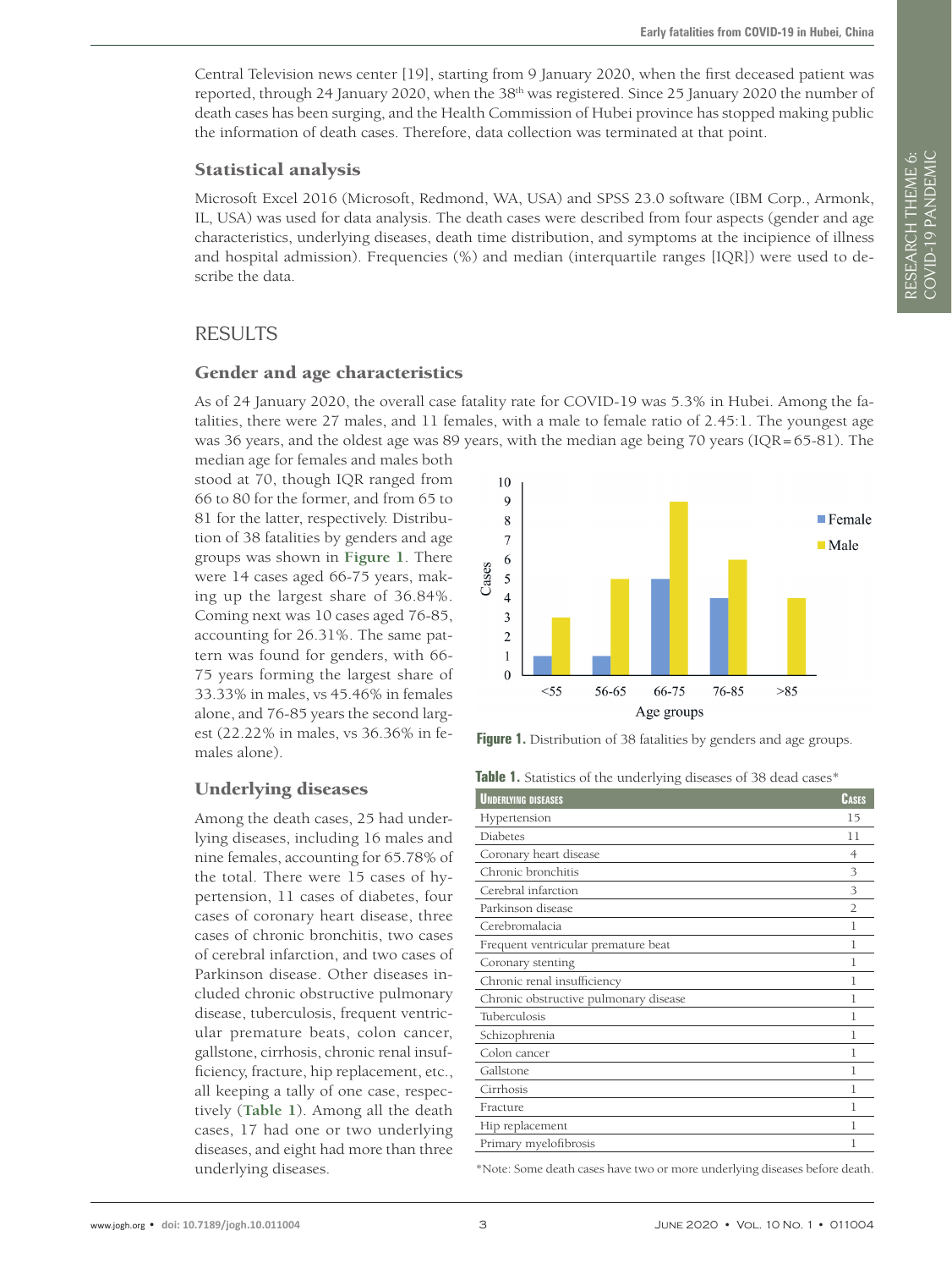Central Television news center [19], starting from 9 January 2020, when the first deceased patient was reported, through 24 January 2020, when the 38th was registered. Since 25 January 2020 the number of death cases has been surging, and the Health Commission of Hubei province has stopped making public the information of death cases. Therefore, data collection was terminated at that point.

### Statistical analysis

Microsoft Excel 2016 (Microsoft, Redmond, WA, USA) and SPSS 23.0 software (IBM Corp., Armonk, IL, USA) was used for data analysis. The death cases were described from four aspects (gender and age characteristics, underlying diseases, death time distribution, and symptoms at the incipience of illness and hospital admission). Frequencies (%) and median (interquartile ranges [IQR]) were used to describe the data.

## RESULTS

### Gender and age characteristics

As of 24 January 2020, the overall case fatality rate for COVID-19 was 5.3% in Hubei. Among the fatalities, there were 27 males, and 11 females, with a male to female ratio of 2.45:1. The youngest age was 36 years, and the oldest age was 89 years, with the median age being 70 years (IQR=65-81). The median age for females and males both stood at 70, though IQR ranged from 66 to 80 for the former, and from 65 to 81 for the latter, respectively. Distribution of 38 fatalities by genders and age groups was shown in **Figure 1**. There were 14 cases aged 66-75 years, making up the largest share of 36.84%. Coming next was 10 cases aged 76-85, accounting for 26.31%. The same pattern was found for genders, with 66-75 years forming the largest share of 33.33% in males, vs 45.46% in females alone, and 76-85 years the second largest (22.22% in males, vs 36.36% in females alone).

**Figure 1.** Distribution of 38 fatalities by genders and age groups.

### Underlying diseases

Among the death cases, 25 had underlying diseases, including 16 males and nine females, accounting for 65.78% of the total. There were 15 cases of hypertension, 11 cases of diabetes, four cases of coronary heart disease, three cases of chronic bronchitis, two cases of cerebral infarction, and two cases of Parkinson disease. Other diseases included chronic obstructive pulmonary disease, tuberculosis, frequent ventricular premature beats, colon cancer, gallstone, cirrhosis, chronic renal insufficiency, fracture, hip replacement, etc., all keeping a tally of one case, respectively (**Table 1**). Among all the death cases, 17 had one or two underlying diseases, and eight had more than three underlying diseases.

**Table 1.** Statistics of the underlying diseases of 38 dead cases*

| Underlying diseases | Cases |
|---|---|
| Hypertension | 15 |
| Diabetes | 11 |
| Coronary heart disease | 4 |
| Chronic bronchitis | 3 |
| Cerebral infarction | 3 |
| Parkinson disease | 2 |
| Cerebromalacia | 1 |
| Frequent ventricular premature beat | 1 |
| Coronary stenting | 1 |
| Chronic renal insufficiency | 1 |
| Chronic obstructive pulmonary disease | 1 |
| Tuberculosis | 1 |
| Schizophrenia | 1 |
| Colon cancer | 1 |
| Gallstone | 1 |
| Cirrhosis | 1 |
| Fracture | 1 |
| Hip replacement | 1 |
| Primary myelofibrosis | 1 |

*Note: Some death cases have two or more underlying diseases before death.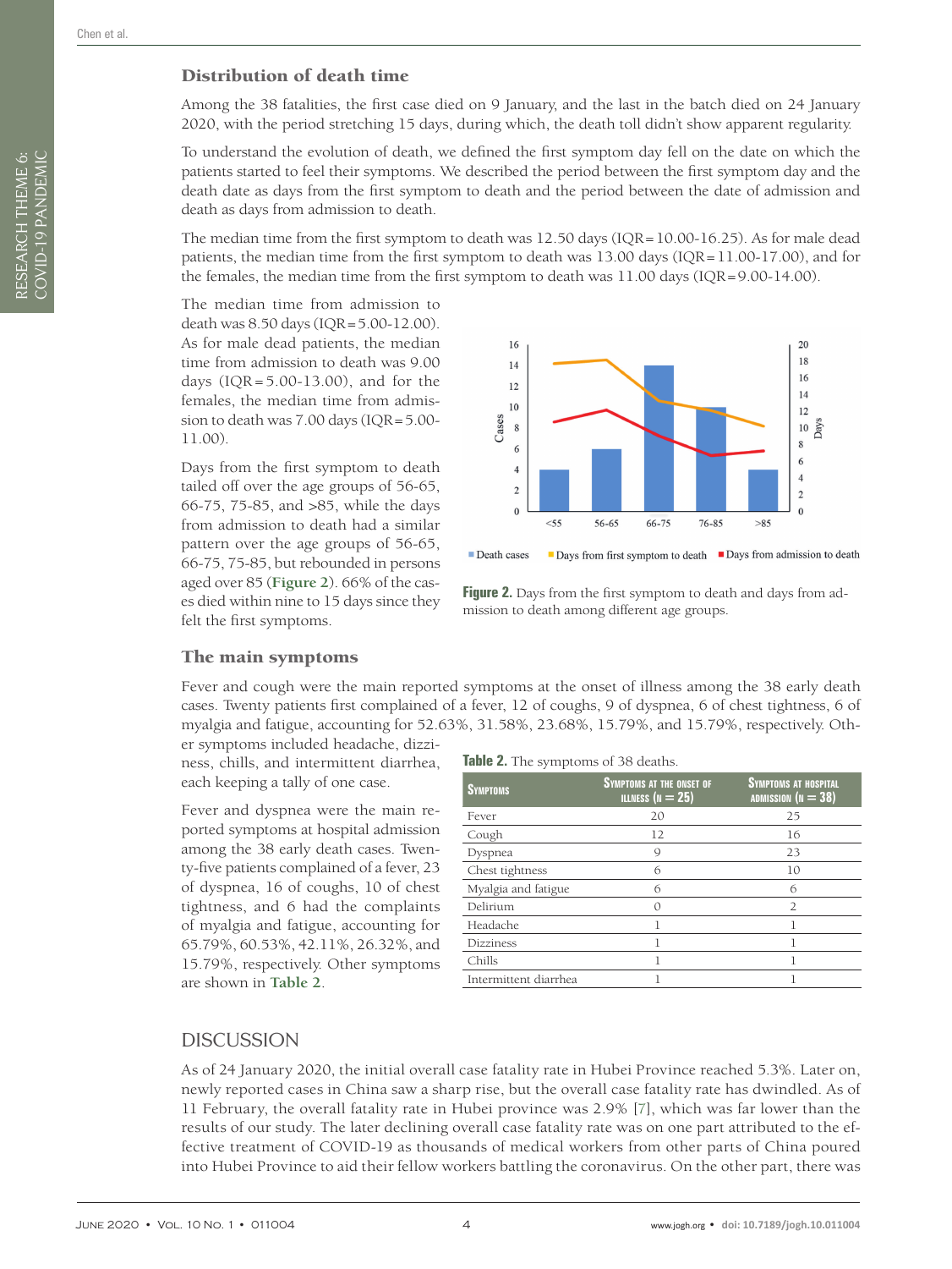### Distribution of death time

Among the 38 fatalities, the first case died on 9 January, and the last in the batch died on 24 January 2020, with the period stretching 15 days, during which, the death toll didn't show apparent regularity.

To understand the evolution of death, we defined the first symptom day fell on the date on which the patients started to feel their symptoms. We described the period between the first symptom day and the death date as days from the first symptom to death and the period between the date of admission and death as days from admission to death.

The median time from the first symptom to death was 12.50 days (IQR = 10.00-16.25). As for male dead patients, the median time from the first symptom to death was 13.00 days (IQR = 11.00-17.00), and for the females, the median time from the first symptom to death was 11.00 days (IQR = 9.00-14.00).

The median time from admission to death was 8.50 days (IQR = 5.00-12.00). As for male dead patients, the median time from admission to death was 9.00 days (IQR = 5.00-13.00), and for the females, the median time from admission to death was 7.00 days (IQR = 5.00-11.00).

Days from the first symptom to death tailed off over the age groups of 56-65, 66-75, 75-85, and >85, while the days from admission to death had a similar pattern over the age groups of 56-65, 66-75, 75-85, but rebounded in persons aged over 85 (**Figure 2**). 66% of the cases died within nine to 15 days since they felt the first symptoms.

**Figure 2.** Days from the first symptom to death and days from admission to death among different age groups.

### The main symptoms

Fever and cough were the main reported symptoms at the onset of illness among the 38 early death cases. Twenty patients first complained of a fever, 12 of coughs, 9 of dyspnea, 6 of chest tightness, 6 of myalgia and fatigue, accounting for 52.63%, 31.58%, 23.68%, 15.79%, and 15.79%, respectively. Other symptoms included headache, dizziness, chills, and intermittent diarrhea, each keeping a tally of one case.

Fever and dyspnea were the main reported symptoms at hospital admission among the 38 early death cases. Twenty-five patients complained of a fever, 23 of dyspnea, 16 of coughs, 10 of chest tightness, and 6 had the complaints of myalgia and fatigue, accounting for 65.79%, 60.53%, 42.11%, 26.32%, and 15.79%, respectively. Other symptoms are shown in **Table 2**.

**Table 2.** The symptoms of 38 deaths.

| Symptoms | Symptoms at the onset of illness (n = 25) | Symptoms at hospital admission (n = 38) |
|---|---|---|
| Fever | 20 | 25 |
| Cough | 12 | 16 |
| Dyspnea | 9 | 23 |
| Chest tightness | 6 | 10 |
| Myalgia and fatigue | 6 | 6 |
| Delirium | 0 | 2 |
| Headache | 1 | 1 |
| Dizziness | 1 | 1 |
| Chills | 1 | 1 |
| Intermittent diarrhea | 1 | 1 |

## DISCUSSION

As of 24 January 2020, the initial overall case fatality rate in Hubei Province reached 5.3%. Later on, newly reported cases in China saw a sharp rise, but the overall case fatality rate has dwindled. As of 11 February, the overall fatality rate in Hubei province was 2.9% [7], which was far lower than the results of our study. The later declining overall case fatality rate was on one part attributed to the effective treatment of COVID-19 as thousands of medical workers from other parts of China poured into Hubei Province to aid their fellow workers battling the coronavirus. On the other part, there was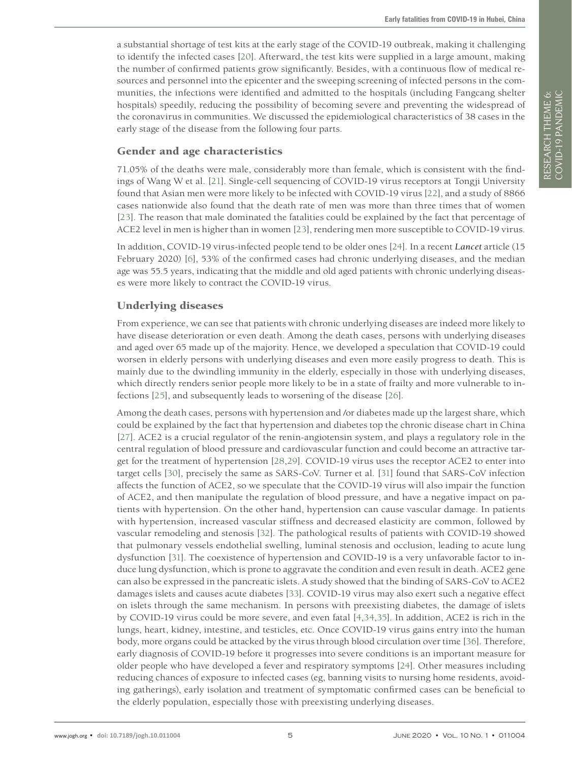a substantial shortage of test kits at the early stage of the COVID-19 outbreak, making it challenging to identify the infected cases [20]. Afterward, the test kits were supplied in a large amount, making the number of confirmed patients grow significantly. Besides, with a continuous flow of medical resources and personnel into the epicenter and the sweeping screening of infected persons in the communities, the infections were identified and admitted to the hospitals (including Fangcang shelter hospitals) speedily, reducing the possibility of becoming severe and preventing the widespread of the coronavirus in communities. We discussed the epidemiological characteristics of 38 cases in the early stage of the disease from the following four parts.

## Gender and age characteristics

71.05% of the deaths were male, considerably more than female, which is consistent with the findings of Wang W et al. [21]. Single-cell sequencing of COVID-19 virus receptors at Tongji University found that Asian men were more likely to be infected with COVID-19 virus [22], and a study of 8866 cases nationwide also found that the death rate of men was more than three times that of women [23]. The reason that male dominated the fatalities could be explained by the fact that percentage of ACE2 level in men is higher than in women [23], rendering men more susceptible to COVID-19 virus.

In addition, COVID-19 virus-infected people tend to be older ones [24]. In a recent *Lancet* article (15 February 2020) [6], 53% of the confirmed cases had chronic underlying diseases, and the median age was 55.5 years, indicating that the middle and old aged patients with chronic underlying diseases were more likely to contract the COVID-19 virus.

## Underlying diseases

From experience, we can see that patients with chronic underlying diseases are indeed more likely to have disease deterioration or even death. Among the death cases, persons with underlying diseases and aged over 65 made up of the majority. Hence, we developed a speculation that COVID-19 could worsen in elderly persons with underlying diseases and even more easily progress to death. This is mainly due to the dwindling immunity in the elderly, especially in those with underlying diseases, which directly renders senior people more likely to be in a state of frailty and more vulnerable to infections [25], and subsequently leads to worsening of the disease [26].

Among the death cases, persons with hypertension and /or diabetes made up the largest share, which could be explained by the fact that hypertension and diabetes top the chronic disease chart in China [27]. ACE2 is a crucial regulator of the renin-angiotensin system, and plays a regulatory role in the central regulation of blood pressure and cardiovascular function and could become an attractive target for the treatment of hypertension [28,29]. COVID-19 virus uses the receptor ACE2 to enter into target cells [30], precisely the same as SARS-CoV. Turner et al. [31] found that SARS-CoV infection affects the function of ACE2, so we speculate that the COVID-19 virus will also impair the function of ACE2, and then manipulate the regulation of blood pressure, and have a negative impact on patients with hypertension. On the other hand, hypertension can cause vascular damage. In patients with hypertension, increased vascular stiffness and decreased elasticity are common, followed by vascular remodeling and stenosis [32]. The pathological results of patients with COVID-19 showed that pulmonary vessels endothelial swelling, luminal stenosis and occlusion, leading to acute lung dysfunction [31]. The coexistence of hypertension and COVID-19 is a very unfavorable factor to induce lung dysfunction, which is prone to aggravate the condition and even result in death. ACE2 gene can also be expressed in the pancreatic islets. A study showed that the binding of SARS-CoV to ACE2 damages islets and causes acute diabetes [33]. COVID-19 virus may also exert such a negative effect on islets through the same mechanism. In persons with preexisting diabetes, the damage of islets by COVID-19 virus could be more severe, and even fatal [4,34,35]. In addition, ACE2 is rich in the lungs, heart, kidney, intestine, and testicles, etc. Once COVID-19 virus gains entry into the human body, more organs could be attacked by the virus through blood circulation over time [36]. Therefore, early diagnosis of COVID-19 before it progresses into severe conditions is an important measure for older people who have developed a fever and respiratory symptoms [24]. Other measures including reducing chances of exposure to infected cases (eg, banning visits to nursing home residents, avoiding gatherings), early isolation and treatment of symptomatic confirmed cases can be beneficial to the elderly population, especially those with preexisting underlying diseases.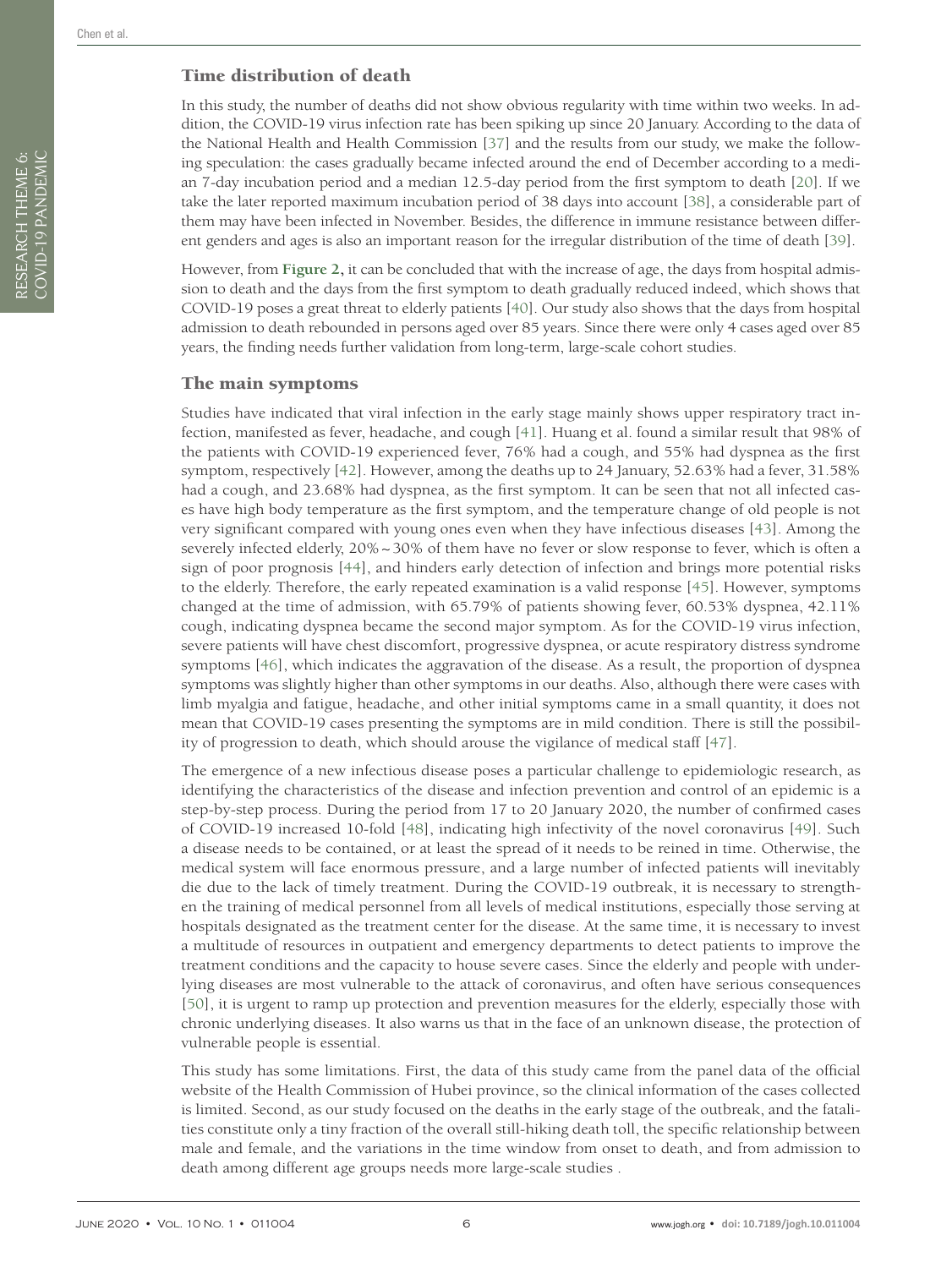## Time distribution of death

In this study, the number of deaths did not show obvious regularity with time within two weeks. In addition, the COVID-19 virus infection rate has been spiking up since 20 January. According to the data of the National Health and Health Commission [37] and the results from our study, we make the following speculation: the cases gradually became infected around the end of December according to a median 7-day incubation period and a median 12.5-day period from the first symptom to death [20]. If we take the later reported maximum incubation period of 38 days into account [38], a considerable part of them may have been infected in November. Besides, the difference in immune resistance between different genders and ages is also an important reason for the irregular distribution of the time of death [39].

However, from **Figure 2,** it can be concluded that with the increase of age, the days from hospital admission to death and the days from the first symptom to death gradually reduced indeed, which shows that COVID-19 poses a great threat to elderly patients [40]. Our study also shows that the days from hospital admission to death rebounded in persons aged over 85 years. Since there were only 4 cases aged over 85 years, the finding needs further validation from long-term, large-scale cohort studies.

## The main symptoms

Studies have indicated that viral infection in the early stage mainly shows upper respiratory tract infection, manifested as fever, headache, and cough [41]. Huang et al. found a similar result that 98% of the patients with COVID-19 experienced fever, 76% had a cough, and 55% had dyspnea as the first symptom, respectively [42]. However, among the deaths up to 24 January, 52.63% had a fever, 31.58% had a cough, and 23.68% had dyspnea, as the first symptom. It can be seen that not all infected cases have high body temperature as the first symptom, and the temperature change of old people is not very significant compared with young ones even when they have infectious diseases [43]. Among the severely infected elderly, 20%~30% of them have no fever or slow response to fever, which is often a sign of poor prognosis [44], and hinders early detection of infection and brings more potential risks to the elderly. Therefore, the early repeated examination is a valid response [45]. However, symptoms changed at the time of admission, with 65.79% of patients showing fever, 60.53% dyspnea, 42.11% cough, indicating dyspnea became the second major symptom. As for the COVID-19 virus infection, severe patients will have chest discomfort, progressive dyspnea, or acute respiratory distress syndrome symptoms [46], which indicates the aggravation of the disease. As a result, the proportion of dyspnea symptoms was slightly higher than other symptoms in our deaths. Also, although there were cases with limb myalgia and fatigue, headache, and other initial symptoms came in a small quantity, it does not mean that COVID-19 cases presenting the symptoms are in mild condition. There is still the possibility of progression to death, which should arouse the vigilance of medical staff [47].

The emergence of a new infectious disease poses a particular challenge to epidemiologic research, as identifying the characteristics of the disease and infection prevention and control of an epidemic is a step-by-step process. During the period from 17 to 20 January 2020, the number of confirmed cases of COVID-19 increased 10-fold [48], indicating high infectivity of the novel coronavirus [49]. Such a disease needs to be contained, or at least the spread of it needs to be reined in time. Otherwise, the medical system will face enormous pressure, and a large number of infected patients will inevitably die due to the lack of timely treatment. During the COVID-19 outbreak, it is necessary to strengthen the training of medical personnel from all levels of medical institutions, especially those serving at hospitals designated as the treatment center for the disease. At the same time, it is necessary to invest a multitude of resources in outpatient and emergency departments to detect patients to improve the treatment conditions and the capacity to house severe cases. Since the elderly and people with underlying diseases are most vulnerable to the attack of coronavirus, and often have serious consequences [50], it is urgent to ramp up protection and prevention measures for the elderly, especially those with chronic underlying diseases. It also warns us that in the face of an unknown disease, the protection of vulnerable people is essential.

This study has some limitations. First, the data of this study came from the panel data of the official website of the Health Commission of Hubei province, so the clinical information of the cases collected is limited. Second, as our study focused on the deaths in the early stage of the outbreak, and the fatalities constitute only a tiny fraction of the overall still-hiking death toll, the specific relationship between male and female, and the variations in the time window from onset to death, and from admission to death among different age groups needs more large-scale studies .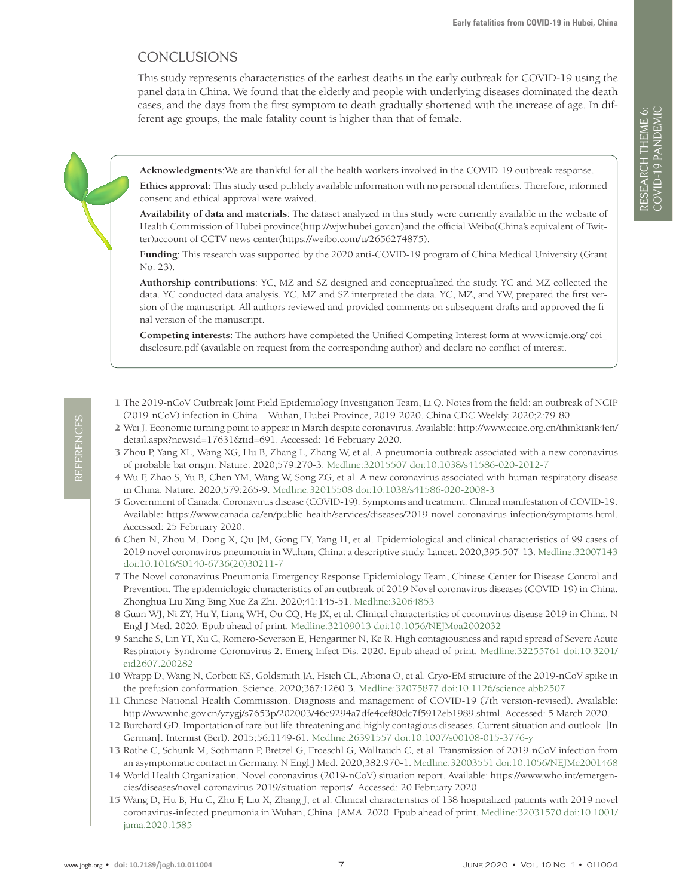## CONCLUSIONS

This study represents characteristics of the earliest deaths in the early outbreak for COVID-19 using the panel data in China. We found that the elderly and people with underlying diseases dominated the death cases, and the days from the first symptom to death gradually shortened with the increase of age. In different age groups, the male fatality count is higher than that of female.

**Acknowledgments**:We are thankful for all the health workers involved in the COVID-19 outbreak response.

**Ethics approval:** This study used publicly available information with no personal identifiers. Therefore, informed consent and ethical approval were waived.

**Availability of data and materials**: The dataset analyzed in this study were currently available in the website of Health Commission of Hubei province(http://wjw.hubei.gov.cn)and the official Weibo(China's equivalent of Twitter)account of CCTV news center(https://weibo.com/u/2656274875).

**Funding**: This research was supported by the 2020 anti-COVID-19 program of China Medical University (Grant No. 23).

**Authorship contributions**: YC, MZ and SZ designed and conceptualized the study. YC and MZ collected the data. YC conducted data analysis. YC, MZ and SZ interpreted the data. YC, MZ, and YW, prepared the first version of the manuscript. All authors reviewed and provided comments on subsequent drafts and approved the final version of the manuscript.

**Competing interests**: The authors have completed the Unified Competing Interest form at www.icmje.org/ coi_disclosure.pdf (available on request from the corresponding author) and declare no conflict of interest.

## REFERENCES

1 The 2019-nCoV Outbreak Joint Field Epidemiology Investigation Team, Li Q. Notes from the field: an outbreak of NCIP (2019-nCoV) infection in China – Wuhan, Hubei Province, 2019-2020. China CDC Weekly. 2020;2:79-80.

2 Wei J. Economic turning point to appear in March despite coronavirus. Available: http://www.cciee.org.cn/thinktank4en/detail.aspx?newsid=17631&tid=691. Accessed: 16 February 2020.

3 Zhou P, Yang XL, Wang XG, Hu B, Zhang L, Zhang W, et al. A pneumonia outbreak associated with a new coronavirus of probable bat origin. Nature. 2020;579:270-3. Medline:32015507 doi:10.1038/s41586-020-2012-7

4 Wu F, Zhao S, Yu B, Chen YM, Wang W, Song ZG, et al. A new coronavirus associated with human respiratory disease in China. Nature. 2020;579:265-9. Medline:32015508 doi:10.1038/s41586-020-2008-3

5 Government of Canada. Coronavirus disease (COVID-19): Symptoms and treatment. Clinical manifestation of COVID-19. Available: https://www.canada.ca/en/public-health/services/diseases/2019-novel-coronavirus-infection/symptoms.html. Accessed: 25 February 2020.

6 Chen N, Zhou M, Dong X, Qu JM, Gong FY, Yang H, et al. Epidemiological and clinical characteristics of 99 cases of 2019 novel coronavirus pneumonia in Wuhan, China: a descriptive study. Lancet. 2020;395:507-13. Medline:32007143 doi:10.1016/S0140-6736(20)30211-7

7 The Novel coronavirus Pneumonia Emergency Response Epidemiology Team, Chinese Center for Disease Control and Prevention. The epidemiologic characteristics of an outbreak of 2019 Novel coronavirus diseases (COVID-19) in China. Zhonghua Liu Xing Bing Xue Za Zhi. 2020;41:145-51. Medline:32064853

8 Guan WJ, Ni ZY, Hu Y, Liang WH, Ou CQ, He JX, et al. Clinical characteristics of coronavirus disease 2019 in China. N Engl J Med. 2020. Epub ahead of print. Medline:32109013 doi:10.1056/NEJMoa2002032

9 Sanche S, Lin YT, Xu C, Romero-Severson E, Hengartner N, Ke R. High contagiousness and rapid spread of Severe Acute Respiratory Syndrome Coronavirus 2. Emerg Infect Dis. 2020. Epub ahead of print. Medline:32255761 doi:10.3201/eid2607.200282

10 Wrapp D, Wang N, Corbett KS, Goldsmith JA, Hsieh CL, Abiona O, et al. Cryo-EM structure of the 2019-nCoV spike in the prefusion conformation. Science. 2020;367:1260-3. Medline:32075877 doi:10.1126/science.abb2507

11 Chinese National Health Commission. Diagnosis and management of COVID-19 (7th version-revised). Available: http://www.nhc.gov.cn/yzygj/s7653p/202003/46c9294a7dfe4cef80dc7f5912eb1989.shtml. Accessed: 5 March 2020.

12 Burchard GD. Importation of rare but life-threatening and highly contagious diseases. Current situation and outlook. [In German]. Internist (Berl). 2015;56:1149-61. Medline:26391557 doi:10.1007/s00108-015-3776-y

13 Rothe C, Schunk M, Sothmann P, Bretzel G, Froeschl G, Wallrauch C, et al. Transmission of 2019-nCoV infection from an asymptomatic contact in Germany. N Engl J Med. 2020;382:970-1. Medline:32003551 doi:10.1056/NEJMc2001468

14 World Health Organization. Novel coronavirus (2019-nCoV) situation report. Available: https://www.who.int/emergencies/diseases/novel-coronavirus-2019/situation-reports/. Accessed: 20 February 2020.

15 Wang D, Hu B, Hu C, Zhu F, Liu X, Zhang J, et al. Clinical characteristics of 138 hospitalized patients with 2019 novel coronavirus-infected pneumonia in Wuhan, China. JAMA. 2020. Epub ahead of print. Medline:32031570 doi:10.1001/jama.2020.1585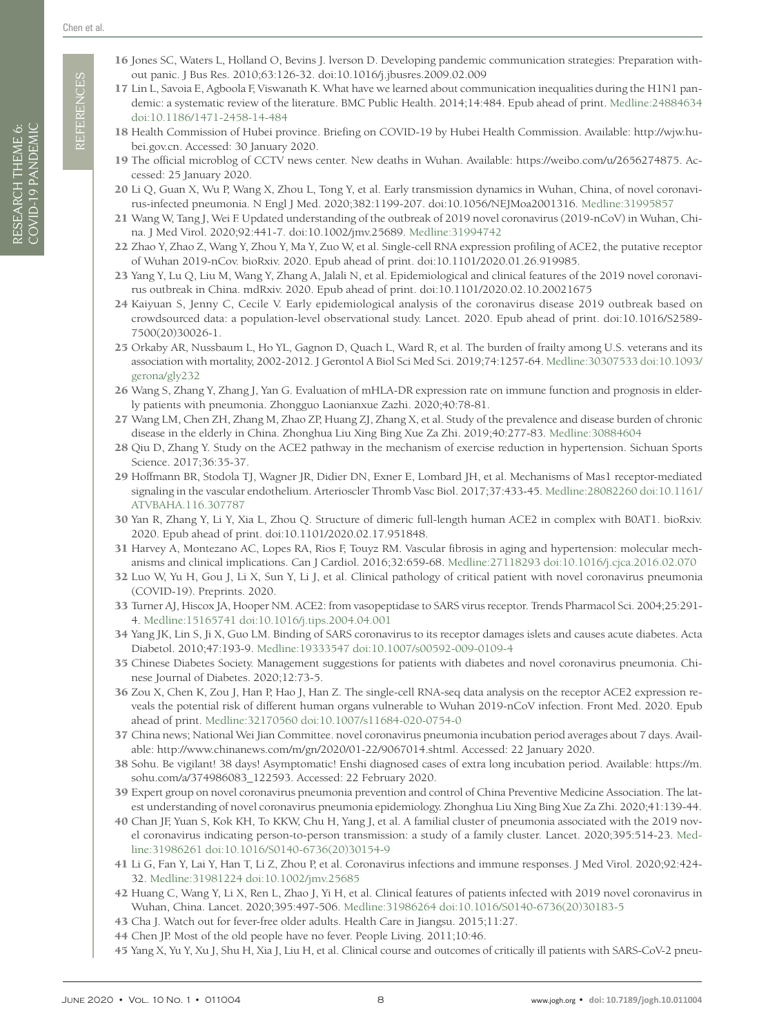16 Jones SC, Waters L, Holland O, Bevins J. lverson D. Developing pandemic communication strategies: Preparation without panic. J Bus Res. 2010;63:126-32. doi:10.1016/j.jbusres.2009.02.009

17 Lin L, Savoia E, Agboola F, Viswanath K. What have we learned about communication inequalities during the H1N1 pandemic: a systematic review of the literature. BMC Public Health. 2014;14:484. Epub ahead of print. Medline:24884634 doi:10.1186/1471-2458-14-484

18 Health Commission of Hubei province. Briefing on COVID-19 by Hubei Health Commission. Available: http://wjw.hubei.gov.cn. Accessed: 30 January 2020.

19 The official microblog of CCTV news center. New deaths in Wuhan. Available: https://weibo.com/u/2656274875. Accessed: 25 January 2020.

20 Li Q, Guan X, Wu P, Wang X, Zhou L, Tong Y, et al. Early transmission dynamics in Wuhan, China, of novel coronavirus-infected pneumonia. N Engl J Med. 2020;382:1199-207. doi:10.1056/NEJMoa2001316. Medline:31995857

21 Wang W, Tang J, Wei F. Updated understanding of the outbreak of 2019 novel coronavirus (2019-nCoV) in Wuhan, China. J Med Virol. 2020;92:441-7. doi:10.1002/jmv.25689. Medline:31994742

22 Zhao Y, Zhao Z, Wang Y, Zhou Y, Ma Y, Zuo W, et al. Single-cell RNA expression profiling of ACE2, the putative receptor of Wuhan 2019-nCov. bioRxiv. 2020. Epub ahead of print. doi:10.1101/2020.01.26.919985.

23 Yang Y, Lu Q, Liu M, Wang Y, Zhang A, Jalali N, et al. Epidemiological and clinical features of the 2019 novel coronavirus outbreak in China. mdRxiv. 2020. Epub ahead of print. doi:10.1101/2020.02.10.20021675

24 Kaiyuan S, Jenny C, Cecile V. Early epidemiological analysis of the coronavirus disease 2019 outbreak based on crowdsourced data: a population-level observational study. Lancet. 2020. Epub ahead of print. doi:10.1016/S2589-7500(20)30026-1.

25 Orkaby AR, Nussbaum L, Ho YL, Gagnon D, Quach L, Ward R, et al. The burden of frailty among U.S. veterans and its association with mortality, 2002-2012. J Gerontol A Biol Sci Med Sci. 2019;74:1257-64. Medline:30307533 doi:10.1093/gerona/gly232

26 Wang S, Zhang Y, Zhang J, Yan G. Evaluation of mHLA-DR expression rate on immune function and prognosis in elderly patients with pneumonia. Zhongguo Laonianxue Zazhi. 2020;40:78-81.

27 Wang LM, Chen ZH, Zhang M, Zhao ZP, Huang ZJ, Zhang X, et al. Study of the prevalence and disease burden of chronic disease in the elderly in China. Zhonghua Liu Xing Bing Xue Za Zhi. 2019;40:277-83. Medline:30884604

28 Qiu D, Zhang Y. Study on the ACE2 pathway in the mechanism of exercise reduction in hypertension. Sichuan Sports Science. 2017;36:35-37.

29 Hoffmann BR, Stodola TJ, Wagner JR, Didier DN, Exner E, Lombard JH, et al. Mechanisms of Mas1 receptor-mediated signaling in the vascular endothelium. Arterioscler Thromb Vasc Biol. 2017;37:433-45. Medline:28082260 doi:10.1161/ATVBAHA.116.307787

30 Yan R, Zhang Y, Li Y, Xia L, Zhou Q. Structure of dimeric full-length human ACE2 in complex with B0AT1. bioRxiv. 2020. Epub ahead of print. doi:10.1101/2020.02.17.951848.

31 Harvey A, Montezano AC, Lopes RA, Rios F, Touyz RM. Vascular fibrosis in aging and hypertension: molecular mechanisms and clinical implications. Can J Cardiol. 2016;32:659-68. Medline:27118293 doi:10.1016/j.cjca.2016.02.070

32 Luo W, Yu H, Gou J, Li X, Sun Y, Li J, et al. Clinical pathology of critical patient with novel coronavirus pneumonia (COVID-19). Preprints. 2020.

33 Turner AJ, Hiscox JA, Hooper NM. ACE2: from vasopeptidase to SARS virus receptor. Trends Pharmacol Sci. 2004;25:291-4. Medline:15165741 doi:10.1016/j.tips.2004.04.001

34 Yang JK, Lin S, Ji X, Guo LM. Binding of SARS coronavirus to its receptor damages islets and causes acute diabetes. Acta Diabetol. 2010;47:193-9. Medline:19333547 doi:10.1007/s00592-009-0109-4

35 Chinese Diabetes Society. Management suggestions for patients with diabetes and novel coronavirus pneumonia. Chinese Journal of Diabetes. 2020;12:73-5.

36 Zou X, Chen K, Zou J, Han P, Hao J, Han Z. The single-cell RNA-seq data analysis on the receptor ACE2 expression reveals the potential risk of different human organs vulnerable to Wuhan 2019-nCoV infection. Front Med. 2020. Epub ahead of print. Medline:32170560 doi:10.1007/s11684-020-0754-0

37 China news; National Wei Jian Committee. novel coronavirus pneumonia incubation period averages about 7 days. Available: http://www.chinanews.com/m/gn/2020/01-22/9067014.shtml. Accessed: 22 January 2020.

38 Sohu. Be vigilant! 38 days! Asymptomatic! Enshi diagnosed cases of extra long incubation period. Available: https://m.sohu.com/a/374986083_122593. Accessed: 22 February 2020.

39 Expert group on novel coronavirus pneumonia prevention and control of China Preventive Medicine Association. The latest understanding of novel coronavirus pneumonia epidemiology. Zhonghua Liu Xing Bing Xue Za Zhi. 2020;41:139-44.

40 Chan JF, Yuan S, Kok KH, To KKW, Chu H, Yang J, et al. A familial cluster of pneumonia associated with the 2019 novel coronavirus indicating person-to-person transmission: a study of a family cluster. Lancet. 2020;395:514-23. Medline:31986261 doi:10.1016/S0140-6736(20)30154-9

41 Li G, Fan Y, Lai Y, Han T, Li Z, Zhou P, et al. Coronavirus infections and immune responses. J Med Virol. 2020;92:424-32. Medline:31981224 doi:10.1002/jmv.25685

42 Huang C, Wang Y, Li X, Ren L, Zhao J, Yi H, et al. Clinical features of patients infected with 2019 novel coronavirus in Wuhan, China. Lancet. 2020;395:497-506. Medline:31986264 doi:10.1016/S0140-6736(20)30183-5

43 Cha J. Watch out for fever-free older adults. Health Care in Jiangsu. 2015;11:27.

44 Chen JP. Most of the old people have no fever. People Living. 2011;10:46.

45 Yang X, Yu Y, Xu J, Shu H, Xia J, Liu H, et al. Clinical course and outcomes of critically ill patients with SARS-CoV-2 pneu-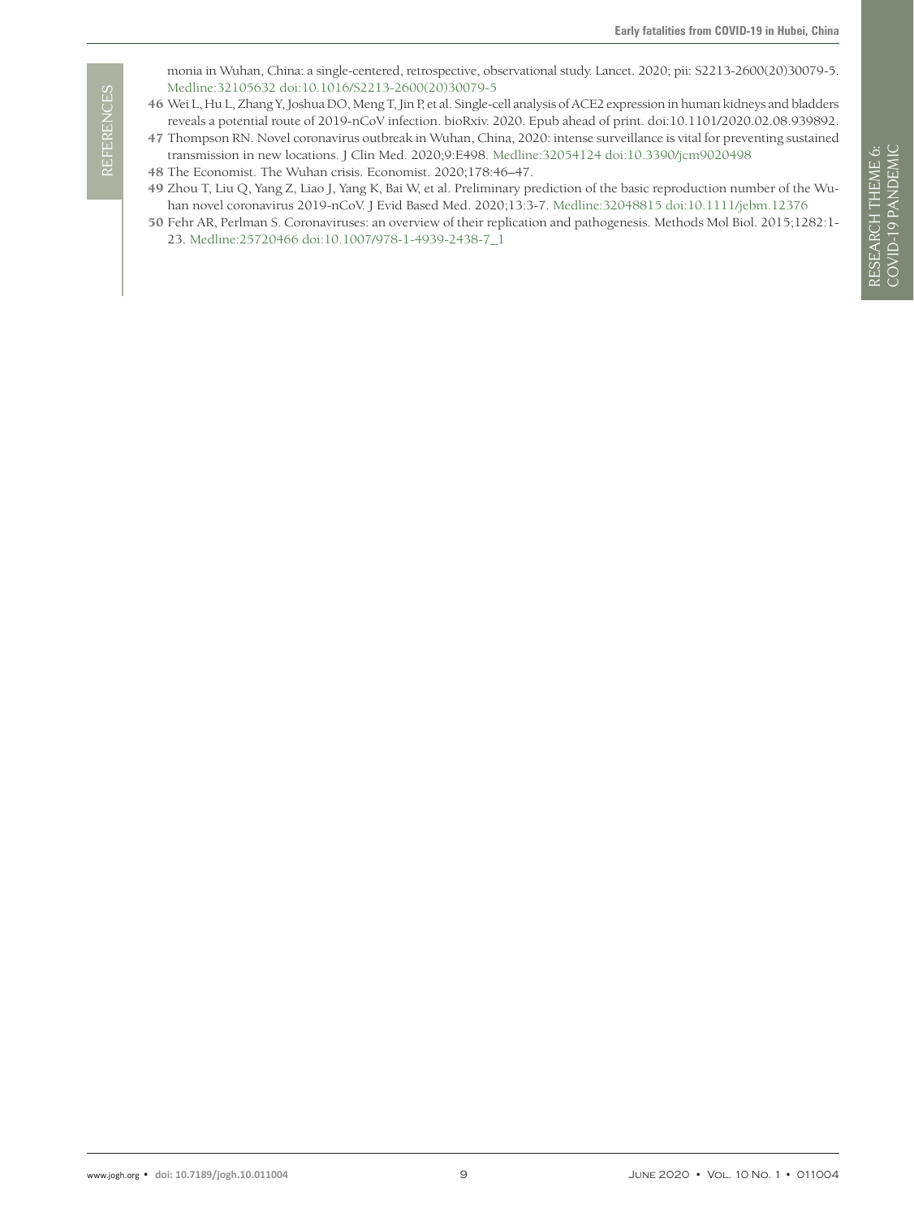monia in Wuhan, China: a single-centered, retrospective, observational study. Lancet. 2020; pii: S2213-2600(20)30079-5. Medline:32105632 doi:10.1016/S2213-2600(20)30079-5

46 Wei L, Hu L, Zhang Y, Joshua DO, Meng T, Jin P, et al. Single-cell analysis of ACE2 expression in human kidneys and bladders reveals a potential route of 2019-nCoV infection. bioRxiv. 2020. Epub ahead of print. doi:10.1101/2020.02.08.939892.

47 Thompson RN. Novel coronavirus outbreak in Wuhan, China, 2020: intense surveillance is vital for preventing sustained transmission in new locations. J Clin Med. 2020;9:E498. Medline:32054124 doi:10.3390/jcm9020498

48 The Economist. The Wuhan crisis. Economist. 2020;178:46–47.

49 Zhou T, Liu Q, Yang Z, Liao J, Yang K, Bai W, et al. Preliminary prediction of the basic reproduction number of the Wuhan novel coronavirus 2019-nCoV. J Evid Based Med. 2020;13:3-7. Medline:32048815 doi:10.1111/jebm.12376

50 Fehr AR, Perlman S. Coronaviruses: an overview of their replication and pathogenesis. Methods Mol Biol. 2015;1282:1-23. Medline:25720466 doi:10.1007/978-1-4939-2438-7_1